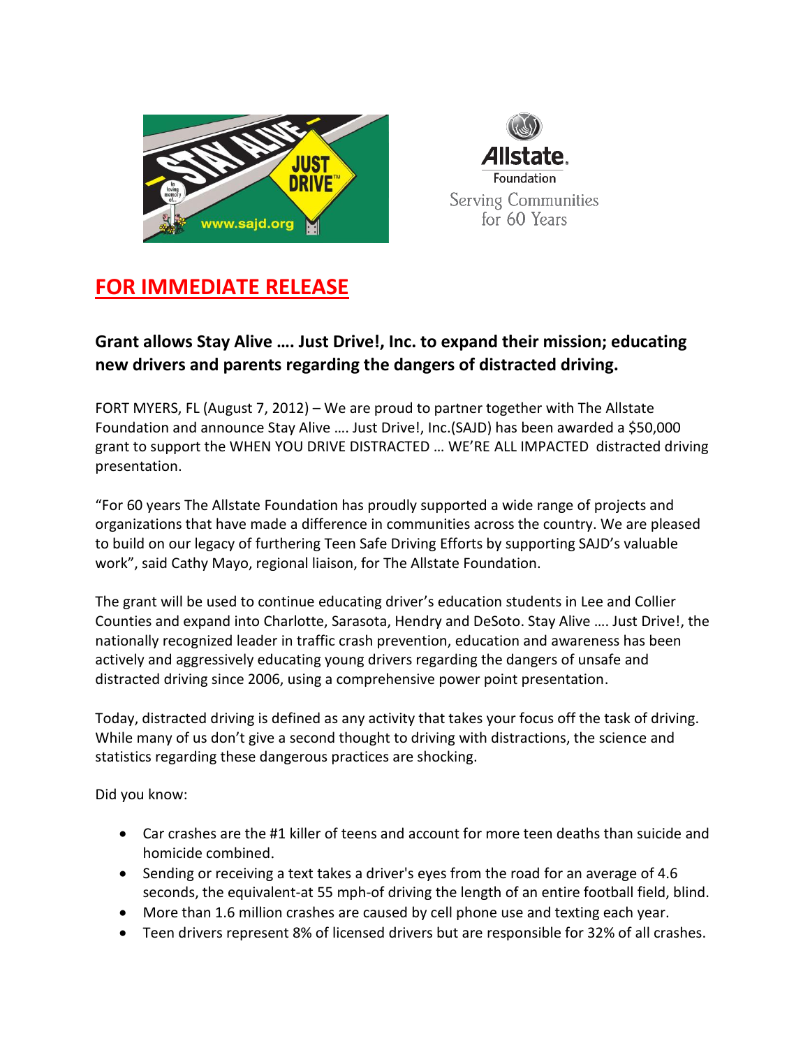## FOR IMMEDIATE RELEASE

### Grant allows Stay Alive …. Just Drive!, Inc. to expand their mission; educating new drivers and parents regarding the dangers of distracted driving.

FORT MYERS, FL (August 7, 2012) – We are proud to partner together with The Allstate Foundation and announce Stay Alive …. Just Drive!, Inc.(SAJD) has been awarded a $50,000 grant to support the WHEN YOU DRIVE DISTRACTED … WE'RE ALL IMPACTED distracted driving presentation.

"For 60 years The Allstate Foundation has proudly supported a wide range of projects and organizations that have made a difference in communities across the country. We are pleased to build on our legacy of furthering Teen Safe Driving Efforts by supporting SAJD's valuable work", said Cathy Mayo, regional liaison, for The Allstate Foundation.

The grant will be used to continue educating driver's education students in Lee and Collier Counties and expand into Charlotte, Sarasota, Hendry and DeSoto. Stay Alive …. Just Drive!, the nationally recognized leader in traffic crash prevention, education and awareness has been actively and aggressively educating young drivers regarding the dangers of unsafe and distracted driving since 2006, using a comprehensive power point presentation.

Today, distracted driving is defined as any activity that takes your focus off the task of driving. While many of us don't give a second thought to driving with distractions, the science and statistics regarding these dangerous practices are shocking.

Did you know:

- Car crashes are the #1 killer of teens and account for more teen deaths than suicide and homicide combined.
- Sending or receiving a text takes a driver's eyes from the road for an average of 4.6 seconds, the equivalent-at 55 mph-of driving the length of an entire football field, blind.
- More than 1.6 million crashes are caused by cell phone use and texting each year.
- Teen drivers represent 8% of licensed drivers but are responsible for 32% of all crashes.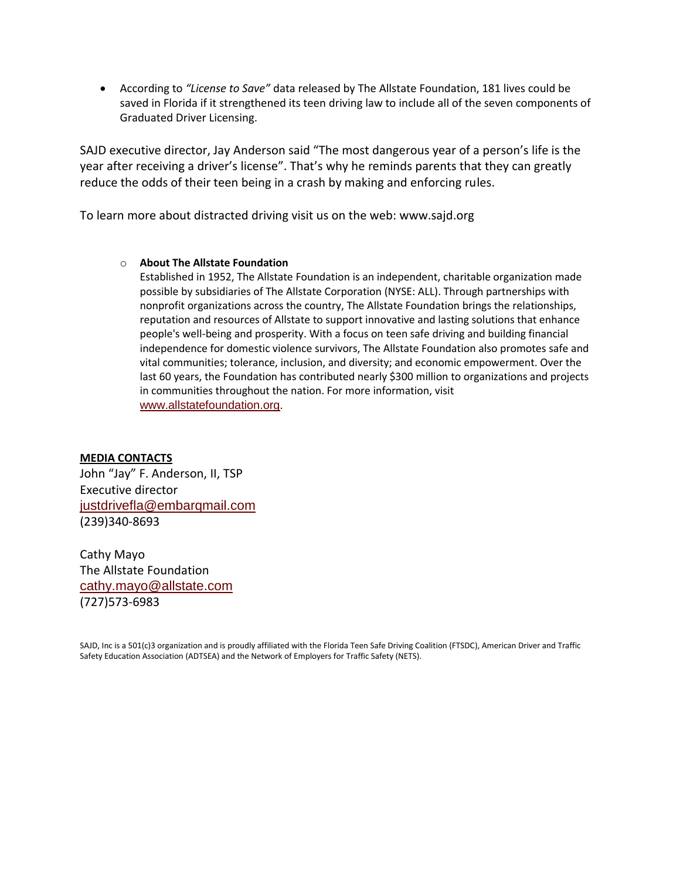- According to *"License to Save"* data released by The Allstate Foundation, 181 lives could be saved in Florida if it strengthened its teen driving law to include all of the seven components of Graduated Driver Licensing.

SAJD executive director, Jay Anderson said "The most dangerous year of a person's life is the year after receiving a driver's license". That's why he reminds parents that they can greatly reduce the odds of their teen being in a crash by making and enforcing rules.

To learn more about distracted driving visit us on the web: www.sajd.org

- **About The Allstate Foundation**
  Established in 1952, The Allstate Foundation is an independent, charitable organization made possible by subsidiaries of The Allstate Corporation (NYSE: ALL). Through partnerships with nonprofit organizations across the country, The Allstate Foundation brings the relationships, reputation and resources of Allstate to support innovative and lasting solutions that enhance people's well-being and prosperity. With a focus on teen safe driving and building financial independence for domestic violence survivors, The Allstate Foundation also promotes safe and vital communities; tolerance, inclusion, and diversity; and economic empowerment. Over the last 60 years, the Foundation has contributed nearly $300 million to organizations and projects in communities throughout the nation. For more information, visit www.allstatefoundation.org.

**MEDIA CONTACTS**

John "Jay" F. Anderson, II, TSP
Executive director
justdrivefla@embarqmail.com
(239)340-8693

Cathy Mayo
The Allstate Foundation
cathy.mayo@allstate.com
(727)573-6983

SAJD, Inc is a 501(c)3 organization and is proudly affiliated with the Florida Teen Safe Driving Coalition (FTSDC), American Driver and Traffic Safety Education Association (ADTSEA) and the Network of Employers for Traffic Safety (NETS).